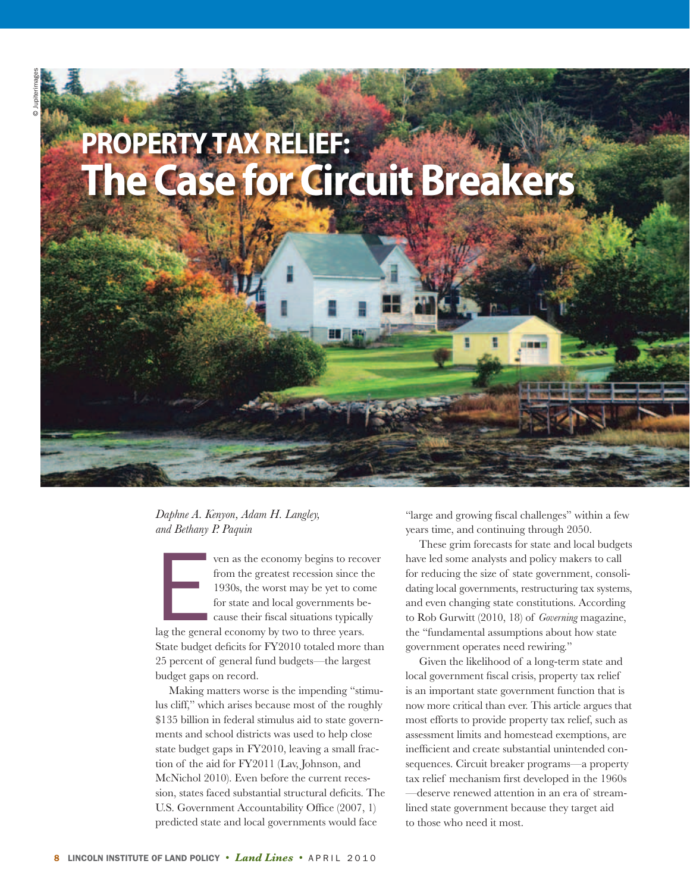# PROPERTY TAX RELIEF: The Case for Circuit Breakers

*Daphne A. Kenyon, Adam H. Langley, and Bethany P. Paquin*

Even as the economy begins to recover from the greatest recession since the 1930s, the worst may be yet to come for state and local governments because their fiscal situations typically lag the general economy by two to three years. State budget deficits for FY2010 totaled more than 25 percent of general fund budgets—the largest budget gaps on record.

Making matters worse is the impending "stimulus cliff," which arises because most of the roughly $135 billion in federal stimulus aid to state governments and school districts was used to help close state budget gaps in FY2010, leaving a small fraction of the aid for FY2011 (Lav, Johnson, and McNichol 2010). Even before the current recession, states faced substantial structural deficits. The U.S. Government Accountability Office (2007, 1) predicted state and local governments would face "large and growing fiscal challenges" within a few years time, and continuing through 2050.

These grim forecasts for state and local budgets have led some analysts and policy makers to call for reducing the size of state government, consolidating local governments, restructuring tax systems, and even changing state constitutions. According to Rob Gurwitt (2010, 18) of *Governing* magazine, the "fundamental assumptions about how state government operates need rewiring."

Given the likelihood of a long-term state and local government fiscal crisis, property tax relief is an important state government function that is now more critical than ever. This article argues that most efforts to provide property tax relief, such as assessment limits and homestead exemptions, are inefficient and create substantial unintended consequences. Circuit breaker programs—a property tax relief mechanism first developed in the 1960s—deserve renewed attention in an era of streamlined state government because they target aid to those who need it most.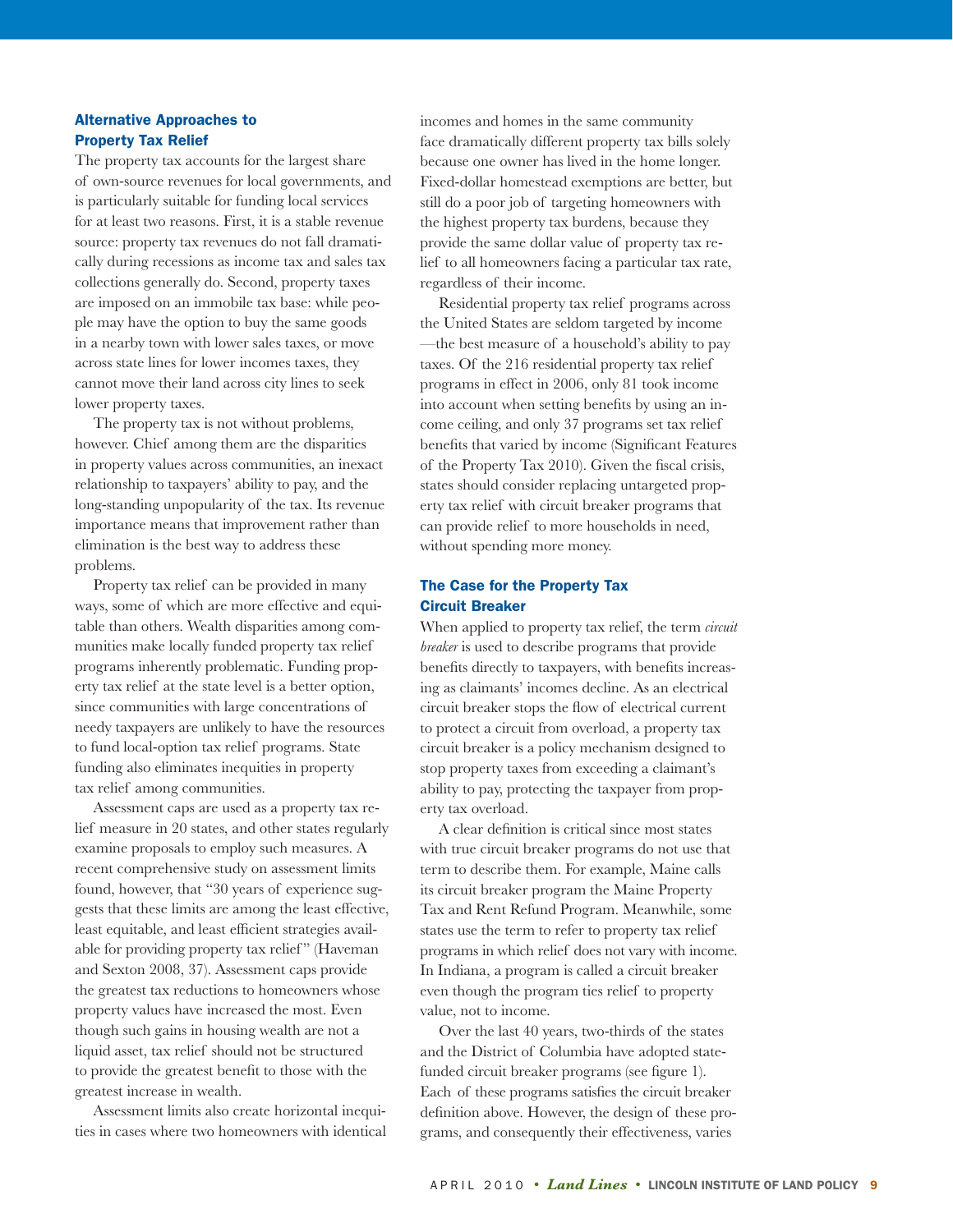## Alternative Approaches to Property Tax Relief

The property tax accounts for the largest share of own-source revenues for local governments, and is particularly suitable for funding local services for at least two reasons. First, it is a stable revenue source: property tax revenues do not fall dramatically during recessions as income tax and sales tax collections generally do. Second, property taxes are imposed on an immobile tax base: while people may have the option to buy the same goods in a nearby town with lower sales taxes, or move across state lines for lower incomes taxes, they cannot move their land across city lines to seek lower property taxes.

The property tax is not without problems, however. Chief among them are the disparities in property values across communities, an inexact relationship to taxpayers' ability to pay, and the long-standing unpopularity of the tax. Its revenue importance means that improvement rather than elimination is the best way to address these problems.

Property tax relief can be provided in many ways, some of which are more effective and equitable than others. Wealth disparities among communities make locally funded property tax relief programs inherently problematic. Funding property tax relief at the state level is a better option, since communities with large concentrations of needy taxpayers are unlikely to have the resources to fund local-option tax relief programs. State funding also eliminates inequities in property tax relief among communities.

Assessment caps are used as a property tax relief measure in 20 states, and other states regularly examine proposals to employ such measures. A recent comprehensive study on assessment limits found, however, that "30 years of experience suggests that these limits are among the least effective, least equitable, and least efficient strategies available for providing property tax relief" (Haveman and Sexton 2008, 37). Assessment caps provide the greatest tax reductions to homeowners whose property values have increased the most. Even though such gains in housing wealth are not a liquid asset, tax relief should not be structured to provide the greatest benefit to those with the greatest increase in wealth.

Assessment limits also create horizontal inequities in cases where two homeowners with identical incomes and homes in the same community face dramatically different property tax bills solely because one owner has lived in the home longer. Fixed-dollar homestead exemptions are better, but still do a poor job of targeting homeowners with the highest property tax burdens, because they provide the same dollar value of property tax relief to all homeowners facing a particular tax rate, regardless of their income.

Residential property tax relief programs across the United States are seldom targeted by income —the best measure of a household's ability to pay taxes. Of the 216 residential property tax relief programs in effect in 2006, only 81 took income into account when setting benefits by using an income ceiling, and only 37 programs set tax relief benefits that varied by income (Significant Features of the Property Tax 2010). Given the fiscal crisis, states should consider replacing untargeted property tax relief with circuit breaker programs that can provide relief to more households in need, without spending more money.

## The Case for the Property Tax Circuit Breaker

When applied to property tax relief, the term *circuit breaker* is used to describe programs that provide benefits directly to taxpayers, with benefits increasing as claimants' incomes decline. As an electrical circuit breaker stops the flow of electrical current to protect a circuit from overload, a property tax circuit breaker is a policy mechanism designed to stop property taxes from exceeding a claimant's ability to pay, protecting the taxpayer from property tax overload.

A clear definition is critical since most states with true circuit breaker programs do not use that term to describe them. For example, Maine calls its circuit breaker program the Maine Property Tax and Rent Refund Program. Meanwhile, some states use the term to refer to property tax relief programs in which relief does not vary with income. In Indiana, a program is called a circuit breaker even though the program ties relief to property value, not to income.

Over the last 40 years, two-thirds of the states and the District of Columbia have adopted state-funded circuit breaker programs (see figure 1). Each of these programs satisfies the circuit breaker definition above. However, the design of these programs, and consequently their effectiveness, varies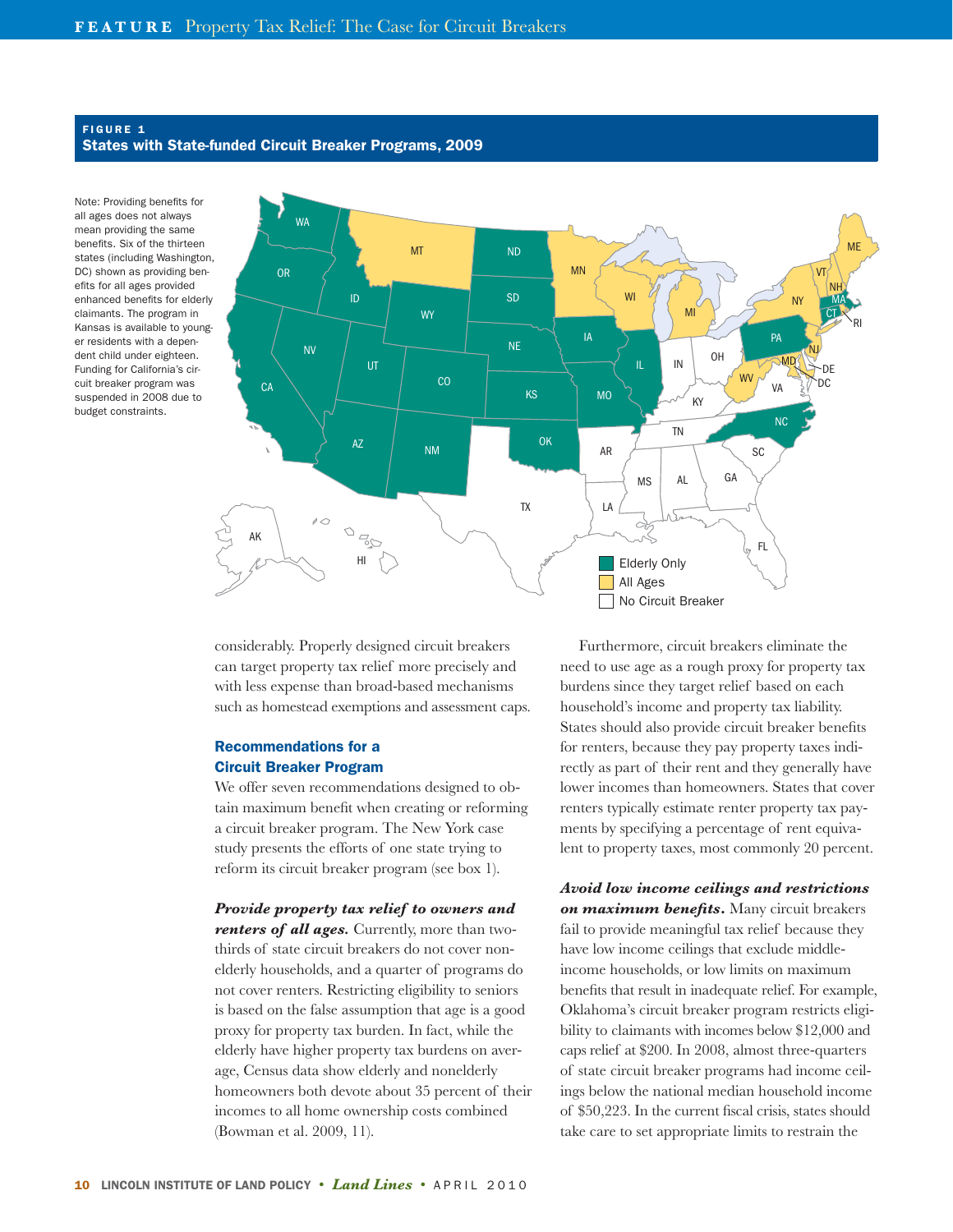**FIGURE 1**
**States with State-funded Circuit Breaker Programs, 2009**

Note: Providing benefits for all ages does not always mean providing the same benefits. Six of the thirteen states (including Washington, DC) shown as providing benefits for all ages provided enhanced benefits for elderly claimants. The program in Kansas is available to younger residents with a dependent child under eighteen. Funding for California's circuit breaker program was suspended in 2008 due to budget constraints.

Elderly Only: WA, OR, CA, NV, ID, UT, AZ, WY, CO, NM, ND, SD, NE, KS, OK, IA, MO, IL, PA, NC, MA, CT

All Ages: MT, MN, WI, MI, NY, VT, NH, ME, NJ, MD, WV, DC, RI

No Circuit Breaker: AK, HI, TX, AR, LA, MS, AL, GA, FL, SC, TN, KY, IN, OH, VA, DE

considerably. Properly designed circuit breakers can target property tax relief more precisely and with less expense than broad-based mechanisms such as homestead exemptions and assessment caps.

## Recommendations for a Circuit Breaker Program

We offer seven recommendations designed to obtain maximum benefit when creating or reforming a circuit breaker program. The New York case study presents the efforts of one state trying to reform its circuit breaker program (see box 1).

***Provide property tax relief to owners and renters of all ages.*** Currently, more than two-thirds of state circuit breakers do not cover nonelderly households, and a quarter of programs do not cover renters. Restricting eligibility to seniors is based on the false assumption that age is a good proxy for property tax burden. In fact, while the elderly have higher property tax burdens on average, Census data show elderly and nonelderly homeowners both devote about 35 percent of their incomes to all home ownership costs combined (Bowman et al. 2009, 11).

Furthermore, circuit breakers eliminate the need to use age as a rough proxy for property tax burdens since they target relief based on each household's income and property tax liability. States should also provide circuit breaker benefits for renters, because they pay property taxes indirectly as part of their rent and they generally have lower incomes than homeowners. States that cover renters typically estimate renter property tax payments by specifying a percentage of rent equivalent to property taxes, most commonly 20 percent.

***Avoid low income ceilings and restrictions on maximum benefits.*** Many circuit breakers fail to provide meaningful tax relief because they have low income ceilings that exclude middle-income households, or low limits on maximum benefits that result in inadequate relief. For example, Oklahoma's circuit breaker program restricts eligibility to claimants with incomes below $12,000 and caps relief at $200. In 2008, almost three-quarters of state circuit breaker programs had income ceilings below the national median household income of $50,223. In the current fiscal crisis, states should take care to set appropriate limits to restrain the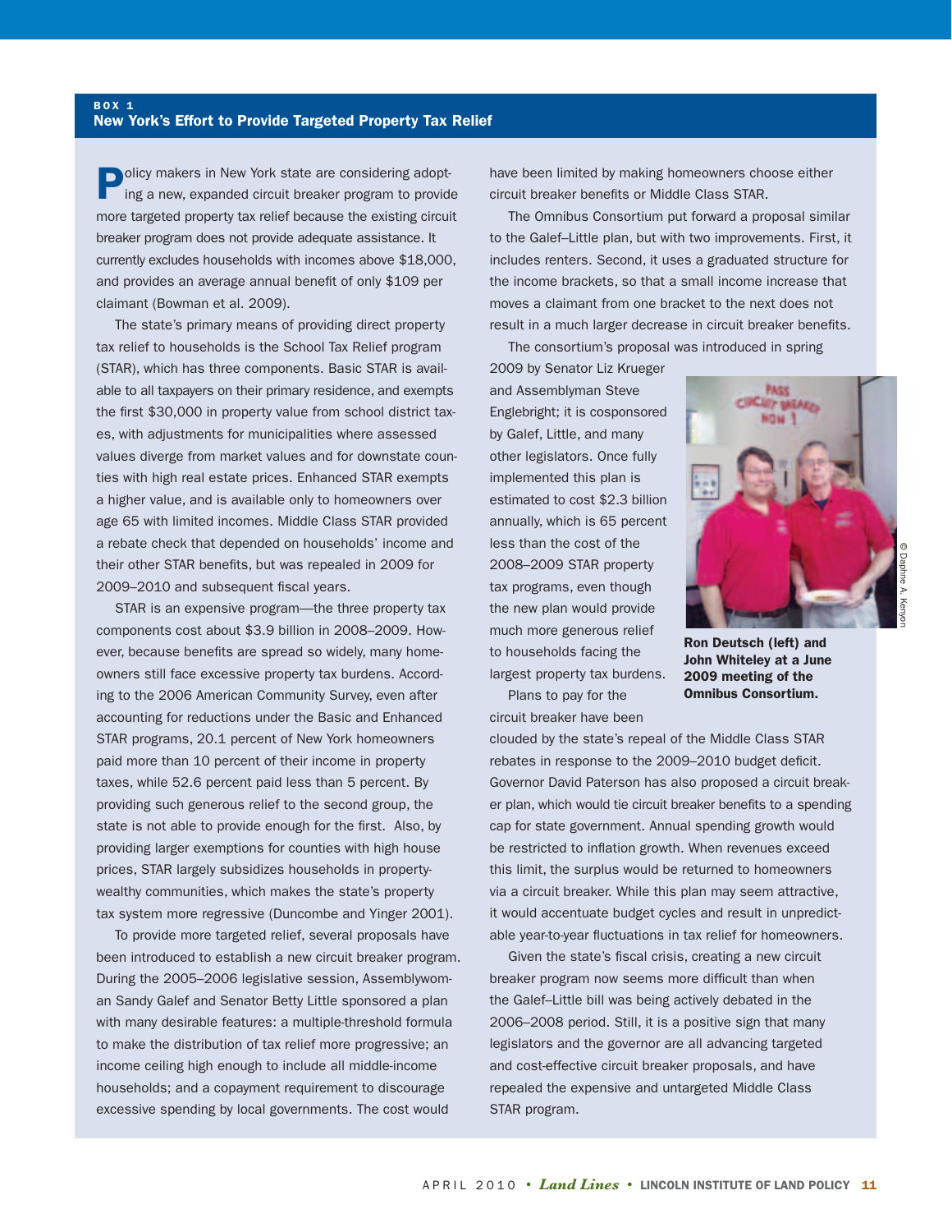BOX 1

## New York's Effort to Provide Targeted Property Tax Relief

Policy makers in New York state are considering adopting a new, expanded circuit breaker program to provide more targeted property tax relief because the existing circuit breaker program does not provide adequate assistance. It currently excludes households with incomes above $18,000, and provides an average annual benefit of only $109 per claimant (Bowman et al. 2009).

The state's primary means of providing direct property tax relief to households is the School Tax Relief program (STAR), which has three components. Basic STAR is available to all taxpayers on their primary residence, and exempts the first $30,000 in property value from school district taxes, with adjustments for municipalities where assessed values diverge from market values and for downstate counties with high real estate prices. Enhanced STAR exempts a higher value, and is available only to homeowners over age 65 with limited incomes. Middle Class STAR provided a rebate check that depended on households' income and their other STAR benefits, but was repealed in 2009 for 2009–2010 and subsequent fiscal years.

STAR is an expensive program—the three property tax components cost about $3.9 billion in 2008–2009. However, because benefits are spread so widely, many homeowners still face excessive property tax burdens. According to the 2006 American Community Survey, even after accounting for reductions under the Basic and Enhanced STAR programs, 20.1 percent of New York homeowners paid more than 10 percent of their income in property taxes, while 52.6 percent paid less than 5 percent. By providing such generous relief to the second group, the state is not able to provide enough for the first. Also, by providing larger exemptions for counties with high house prices, STAR largely subsidizes households in property-wealthy communities, which makes the state's property tax system more regressive (Duncombe and Yinger 2001).

To provide more targeted relief, several proposals have been introduced to establish a new circuit breaker program. During the 2005–2006 legislative session, Assemblywoman Sandy Galef and Senator Betty Little sponsored a plan with many desirable features: a multiple-threshold formula to make the distribution of tax relief more progressive; an income ceiling high enough to include all middle-income households; and a copayment requirement to discourage excessive spending by local governments. The cost would have been limited by making homeowners choose either circuit breaker benefits or Middle Class STAR.

The Omnibus Consortium put forward a proposal similar to the Galef–Little plan, but with two improvements. First, it includes renters. Second, it uses a graduated structure for the income brackets, so that a small income increase that moves a claimant from one bracket to the next does not result in a much larger decrease in circuit breaker benefits.

The consortium's proposal was introduced in spring 2009 by Senator Liz Krueger and Assemblyman Steve Englebright; it is cosponsored by Galef, Little, and many other legislators. Once fully implemented this plan is estimated to cost $2.3 billion annually, which is 65 percent less than the cost of the 2008–2009 STAR property tax programs, even though the new plan would provide much more generous relief to households facing the largest property tax burdens.

**Ron Deutsch (left) and John Whiteley at a June 2009 meeting of the Omnibus Consortium.**

© Daphne A. Kenyon

Plans to pay for the circuit breaker have been clouded by the state's repeal of the Middle Class STAR rebates in response to the 2009–2010 budget deficit. Governor David Paterson has also proposed a circuit breaker plan, which would tie circuit breaker benefits to a spending cap for state government. Annual spending growth would be restricted to inflation growth. When revenues exceed this limit, the surplus would be returned to homeowners via a circuit breaker. While this plan may seem attractive, it would accentuate budget cycles and result in unpredictable year-to-year fluctuations in tax relief for homeowners.

Given the state's fiscal crisis, creating a new circuit breaker program now seems more difficult than when the Galef–Little bill was being actively debated in the 2006–2008 period. Still, it is a positive sign that many legislators and the governor are all advancing targeted and cost-effective circuit breaker proposals, and have repealed the expensive and untargeted Middle Class STAR program.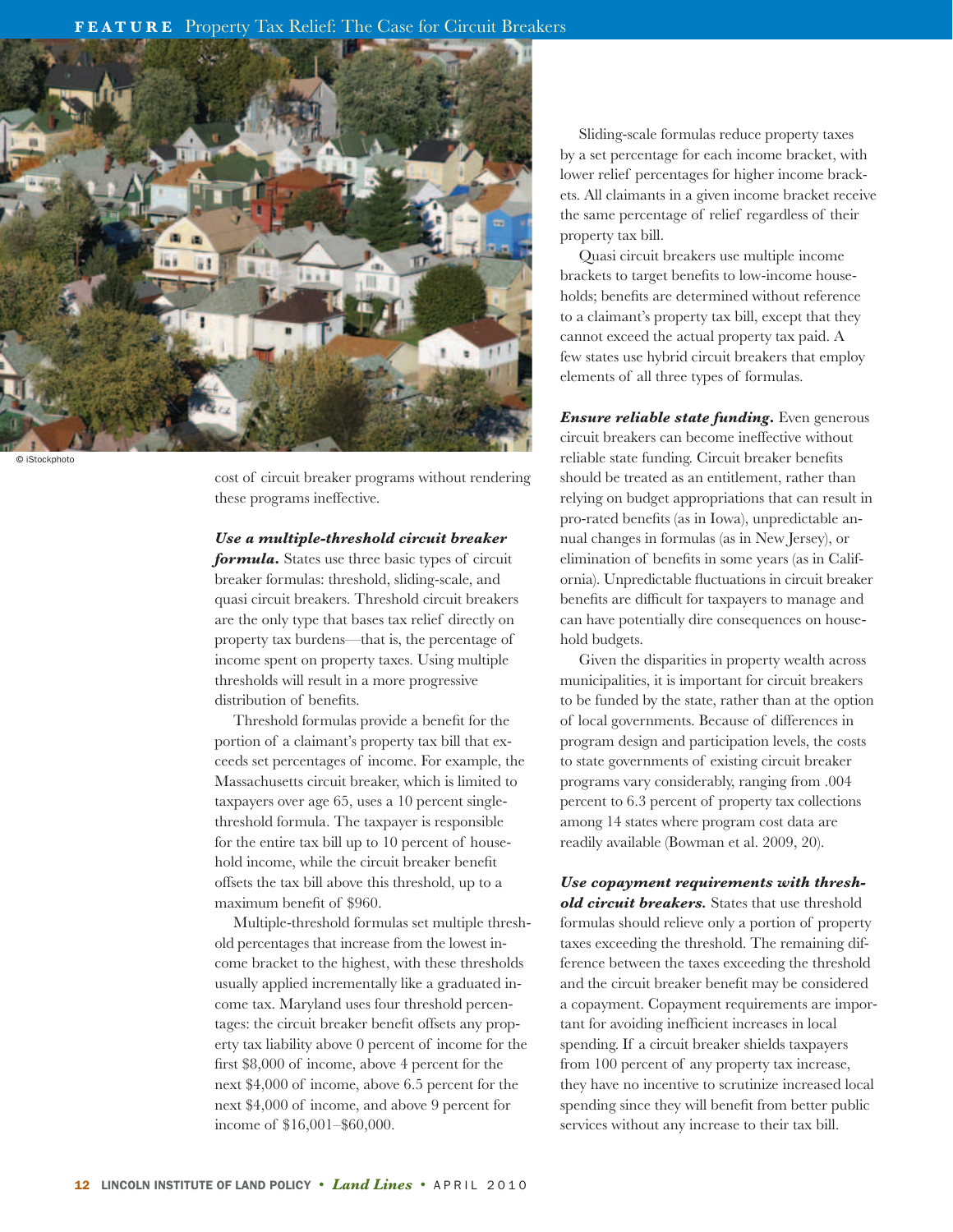cost of circuit breaker programs without rendering these programs ineffective.

***Use a multiple-threshold circuit breaker formula.*** States use three basic types of circuit breaker formulas: threshold, sliding-scale, and quasi circuit breakers. Threshold circuit breakers are the only type that bases tax relief directly on property tax burdens—that is, the percentage of income spent on property taxes. Using multiple thresholds will result in a more progressive distribution of benefits.

Threshold formulas provide a benefit for the portion of a claimant's property tax bill that exceeds set percentages of income. For example, the Massachusetts circuit breaker, which is limited to taxpayers over age 65, uses a 10 percent single-threshold formula. The taxpayer is responsible for the entire tax bill up to 10 percent of household income, while the circuit breaker benefit offsets the tax bill above this threshold, up to a maximum benefit of $960.

Multiple-threshold formulas set multiple threshold percentages that increase from the lowest income bracket to the highest, with these thresholds usually applied incrementally like a graduated income tax. Maryland uses four threshold percentages: the circuit breaker benefit offsets any property tax liability above 0 percent of income for the first $8,000 of income, above 4 percent for the next $4,000 of income, above 6.5 percent for the next $4,000 of income, and above 9 percent for income of $16,001–$60,000.

Sliding-scale formulas reduce property taxes by a set percentage for each income bracket, with lower relief percentages for higher income brackets. All claimants in a given income bracket receive the same percentage of relief regardless of their property tax bill.

Quasi circuit breakers use multiple income brackets to target benefits to low-income households; benefits are determined without reference to a claimant's property tax bill, except that they cannot exceed the actual property tax paid. A few states use hybrid circuit breakers that employ elements of all three types of formulas.

***Ensure reliable state funding.*** Even generous circuit breakers can become ineffective without reliable state funding. Circuit breaker benefits should be treated as an entitlement, rather than relying on budget appropriations that can result in pro-rated benefits (as in Iowa), unpredictable annual changes in formulas (as in New Jersey), or elimination of benefits in some years (as in California). Unpredictable fluctuations in circuit breaker benefits are difficult for taxpayers to manage and can have potentially dire consequences on household budgets.

Given the disparities in property wealth across municipalities, it is important for circuit breakers to be funded by the state, rather than at the option of local governments. Because of differences in program design and participation levels, the costs to state governments of existing circuit breaker programs vary considerably, ranging from .004 percent to 6.3 percent of property tax collections among 14 states where program cost data are readily available (Bowman et al. 2009, 20).

***Use copayment requirements with threshold circuit breakers.*** States that use threshold formulas should relieve only a portion of property taxes exceeding the threshold. The remaining difference between the taxes exceeding the threshold and the circuit breaker benefit may be considered a copayment. Copayment requirements are important for avoiding inefficient increases in local spending. If a circuit breaker shields taxpayers from 100 percent of any property tax increase, they have no incentive to scrutinize increased local spending since they will benefit from better public services without any increase to their tax bill.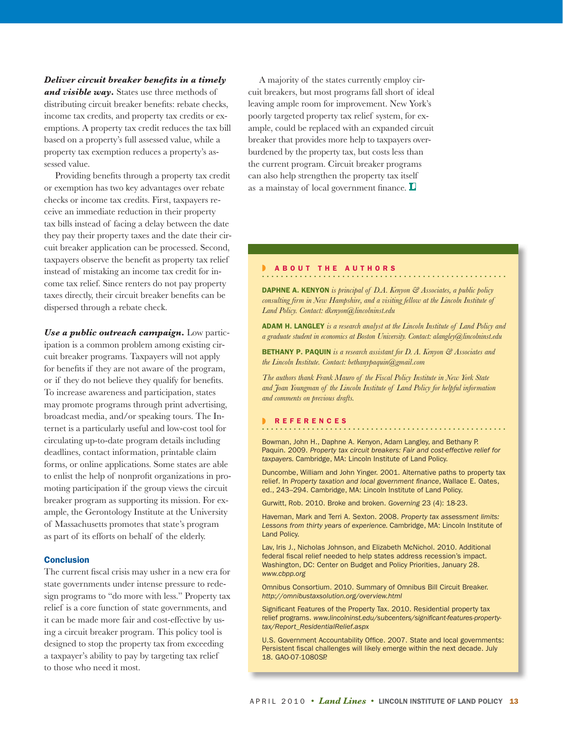***Deliver circuit breaker benefits in a timely and visible way.*** States use three methods of distributing circuit breaker benefits: rebate checks, income tax credits, and property tax credits or exemptions. A property tax credit reduces the tax bill based on a property's full assessed value, while a property tax exemption reduces a property's assessed value.

Providing benefits through a property tax credit or exemption has two key advantages over rebate checks or income tax credits. First, taxpayers receive an immediate reduction in their property tax bills instead of facing a delay between the date they pay their property taxes and the date their circuit breaker application can be processed. Second, taxpayers observe the benefit as property tax relief instead of mistaking an income tax credit for income tax relief. Since renters do not pay property taxes directly, their circuit breaker benefits can be dispersed through a rebate check.

***Use a public outreach campaign.*** Low participation is a common problem among existing circuit breaker programs. Taxpayers will not apply for benefits if they are not aware of the program, or if they do not believe they qualify for benefits. To increase awareness and participation, states may promote programs through print advertising, broadcast media, and/or speaking tours. The Internet is a particularly useful and low-cost tool for circulating up-to-date program details including deadlines, contact information, printable claim forms, or online applications. Some states are able to enlist the help of nonprofit organizations in promoting participation if the group views the circuit breaker program as supporting its mission. For example, the Gerontology Institute at the University of Massachusetts promotes that state's program as part of its efforts on behalf of the elderly.

## Conclusion

The current fiscal crisis may usher in a new era for state governments under intense pressure to redesign programs to "do more with less." Property tax relief is a core function of state governments, and it can be made more fair and cost-effective by using a circuit breaker program. This policy tool is designed to stop the property tax from exceeding a taxpayer's ability to pay by targeting tax relief to those who need it most.

A majority of the states currently employ circuit breakers, but most programs fall short of ideal leaving ample room for improvement. New York's poorly targeted property tax relief system, for example, could be replaced with an expanded circuit breaker that provides more help to taxpayers overburdened by the property tax, but costs less than the current program. Circuit breaker programs can also help strengthen the property tax itself as a mainstay of local government finance.

### ABOUT THE AUTHORS

**DAPHNE A. KENYON** *is principal of D.A. Kenyon & Associates, a public policy consulting firm in New Hampshire, and a visiting fellow at the Lincoln Institute of Land Policy. Contact: dkenyon@lincolninst.edu*

**ADAM H. LANGLEY** *is a research analyst at the Lincoln Institute of Land Policy and a graduate student in economics at Boston University. Contact: alangley@lincolninst.edu*

**BETHANY P. PAQUIN** *is a research assistant for D. A. Kenyon & Associates and the Lincoln Institute. Contact: bethanypaquin@gmail.com*

*The authors thank Frank Mauro of the Fiscal Policy Institute in New York State and Joan Youngman of the Lincoln Institute of Land Policy for helpful information and comments on previous drafts.*

### REFERENCES

Bowman, John H., Daphne A. Kenyon, Adam Langley, and Bethany P. Paquin. 2009. *Property tax circuit breakers: Fair and cost-effective relief for taxpayers.* Cambridge, MA: Lincoln Institute of Land Policy.

Duncombe, William and John Yinger. 2001. Alternative paths to property tax relief. In *Property taxation and local government finance*, Wallace E. Oates, ed., 243–294. Cambridge, MA: Lincoln Institute of Land Policy.

Gurwitt, Rob. 2010. Broke and broken. *Governing* 23 (4): 18-23.

Haveman, Mark and Terri A. Sexton. 2008. *Property tax assessment limits: Lessons from thirty years of experience.* Cambridge, MA: Lincoln Institute of Land Policy.

Lav, Iris J., Nicholas Johnson, and Elizabeth McNichol. 2010. Additional federal fiscal relief needed to help states address recession's impact. Washington, DC: Center on Budget and Policy Priorities, January 28. *www.cbpp.org*

Omnibus Consortium. 2010. Summary of Omnibus Bill Circuit Breaker. *http://omnibustaxsolution.org/overview.html*

Significant Features of the Property Tax. 2010. Residential property tax relief programs. *www.lincolninst.edu/subcenters/significant-features-property-tax/Report_ResidentialRelief.aspx*

U.S. Government Accountability Office. 2007. State and local governments: Persistent fiscal challenges will likely emerge within the next decade. July 18. GAO-07-1080SP.